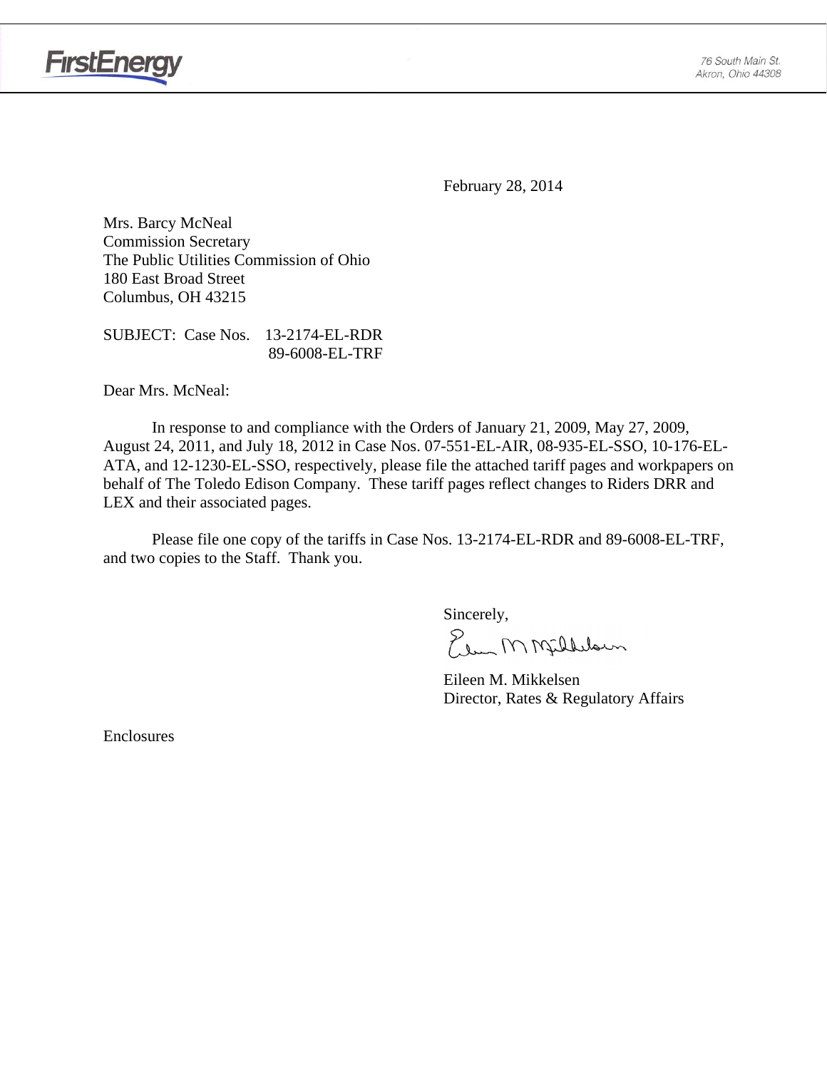FirstEnergy

76 South Main St.
Akron, Ohio 44308

February 28, 2014

Mrs. Barcy McNeal
Commission Secretary
The Public Utilities Commission of Ohio
180 East Broad Street
Columbus, OH 43215

SUBJECT: Case Nos. 13-2174-EL-RDR
89-6008-EL-TRF

Dear Mrs. McNeal:

In response to and compliance with the Orders of January 21, 2009, May 27, 2009, August 24, 2011, and July 18, 2012 in Case Nos. 07-551-EL-AIR, 08-935-EL-SSO, 10-176-EL-ATA, and 12-1230-EL-SSO, respectively, please file the attached tariff pages and workpapers on behalf of The Toledo Edison Company. These tariff pages reflect changes to Riders DRR and LEX and their associated pages.

Please file one copy of the tariffs in Case Nos. 13-2174-EL-RDR and 89-6008-EL-TRF, and two copies to the Staff. Thank you.

Sincerely,

Eileen M. Mikkelsen
Director, Rates & Regulatory Affairs

Enclosures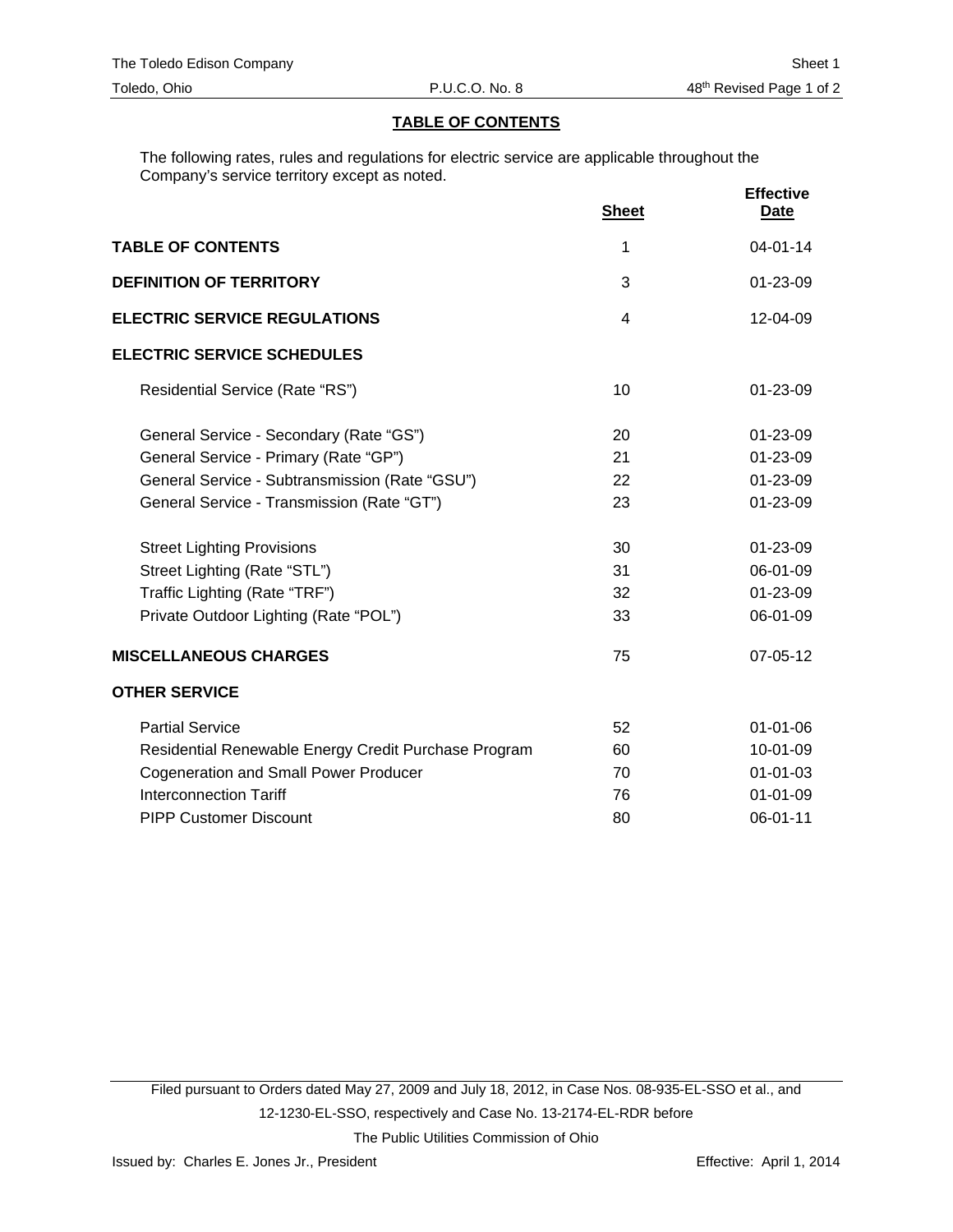## TABLE OF CONTENTS

The following rates, rules and regulations for electric service are applicable throughout the Company's service territory except as noted.

| | Sheet | Effective Date |
|---|---|---|
| **TABLE OF CONTENTS** | 1 | 04-01-14 |
| **DEFINITION OF TERRITORY** | 3 | 01-23-09 |
| **ELECTRIC SERVICE REGULATIONS** | 4 | 12-04-09 |
| **ELECTRIC SERVICE SCHEDULES** | | |
| Residential Service (Rate "RS") | 10 | 01-23-09 |
| General Service - Secondary (Rate "GS") | 20 | 01-23-09 |
| General Service - Primary (Rate "GP") | 21 | 01-23-09 |
| General Service - Subtransmission (Rate "GSU") | 22 | 01-23-09 |
| General Service - Transmission (Rate "GT") | 23 | 01-23-09 |
| Street Lighting Provisions | 30 | 01-23-09 |
| Street Lighting (Rate "STL") | 31 | 06-01-09 |
| Traffic Lighting (Rate "TRF") | 32 | 01-23-09 |
| Private Outdoor Lighting (Rate "POL") | 33 | 06-01-09 |
| **MISCELLANEOUS CHARGES** | 75 | 07-05-12 |
| **OTHER SERVICE** | | |
| Partial Service | 52 | 01-01-06 |
| Residential Renewable Energy Credit Purchase Program | 60 | 10-01-09 |
| Cogeneration and Small Power Producer | 70 | 01-01-03 |
| Interconnection Tariff | 76 | 01-01-09 |
| PIPP Customer Discount | 80 | 06-01-11 |

Filed pursuant to Orders dated May 27, 2009 and July 18, 2012, in Case Nos. 08-935-EL-SSO et al., and 12-1230-EL-SSO, respectively and Case No. 13-2174-EL-RDR before The Public Utilities Commission of Ohio

Issued by: Charles E. Jones Jr., President Effective: April 1, 2014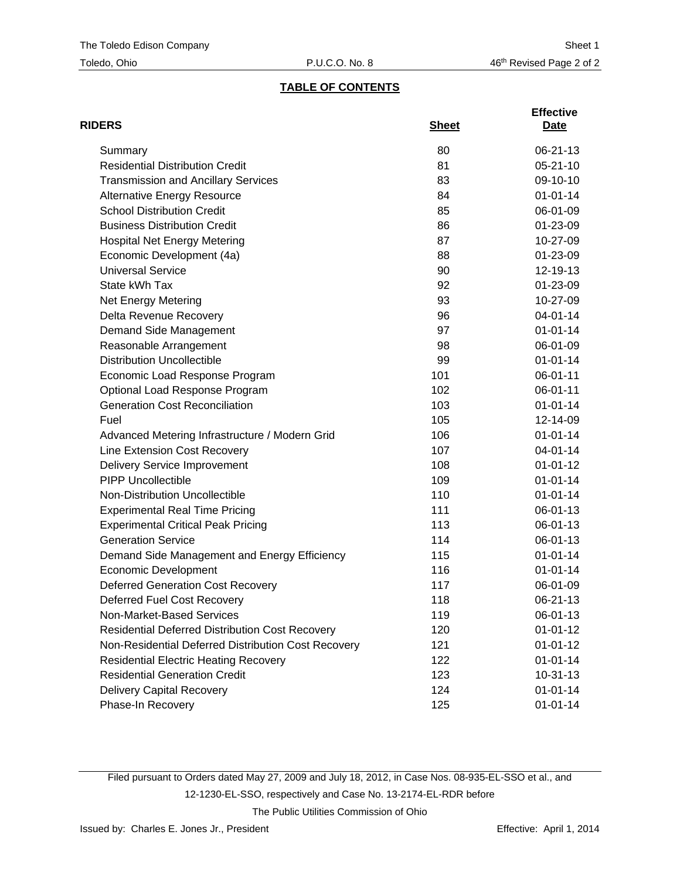## TABLE OF CONTENTS

| RIDERS | Sheet | Effective Date |
|---|---|---|
| Summary | 80 | 06-21-13 |
| Residential Distribution Credit | 81 | 05-21-10 |
| Transmission and Ancillary Services | 83 | 09-10-10 |
| Alternative Energy Resource | 84 | 01-01-14 |
| School Distribution Credit | 85 | 06-01-09 |
| Business Distribution Credit | 86 | 01-23-09 |
| Hospital Net Energy Metering | 87 | 10-27-09 |
| Economic Development (4a) | 88 | 01-23-09 |
| Universal Service | 90 | 12-19-13 |
| State kWh Tax | 92 | 01-23-09 |
| Net Energy Metering | 93 | 10-27-09 |
| Delta Revenue Recovery | 96 | 04-01-14 |
| Demand Side Management | 97 | 01-01-14 |
| Reasonable Arrangement | 98 | 06-01-09 |
| Distribution Uncollectible | 99 | 01-01-14 |
| Economic Load Response Program | 101 | 06-01-11 |
| Optional Load Response Program | 102 | 06-01-11 |
| Generation Cost Reconciliation | 103 | 01-01-14 |
| Fuel | 105 | 12-14-09 |
| Advanced Metering Infrastructure / Modern Grid | 106 | 01-01-14 |
| Line Extension Cost Recovery | 107 | 04-01-14 |
| Delivery Service Improvement | 108 | 01-01-12 |
| PIPP Uncollectible | 109 | 01-01-14 |
| Non-Distribution Uncollectible | 110 | 01-01-14 |
| Experimental Real Time Pricing | 111 | 06-01-13 |
| Experimental Critical Peak Pricing | 113 | 06-01-13 |
| Generation Service | 114 | 06-01-13 |
| Demand Side Management and Energy Efficiency | 115 | 01-01-14 |
| Economic Development | 116 | 01-01-14 |
| Deferred Generation Cost Recovery | 117 | 06-01-09 |
| Deferred Fuel Cost Recovery | 118 | 06-21-13 |
| Non-Market-Based Services | 119 | 06-01-13 |
| Residential Deferred Distribution Cost Recovery | 120 | 01-01-12 |
| Non-Residential Deferred Distribution Cost Recovery | 121 | 01-01-12 |
| Residential Electric Heating Recovery | 122 | 01-01-14 |
| Residential Generation Credit | 123 | 10-31-13 |
| Delivery Capital Recovery | 124 | 01-01-14 |
| Phase-In Recovery | 125 | 01-01-14 |

Filed pursuant to Orders dated May 27, 2009 and July 18, 2012, in Case Nos. 08-935-EL-SSO et al., and 12-1230-EL-SSO, respectively and Case No. 13-2174-EL-RDR before The Public Utilities Commission of Ohio

Issued by: Charles E. Jones Jr., President

Effective: April 1, 2014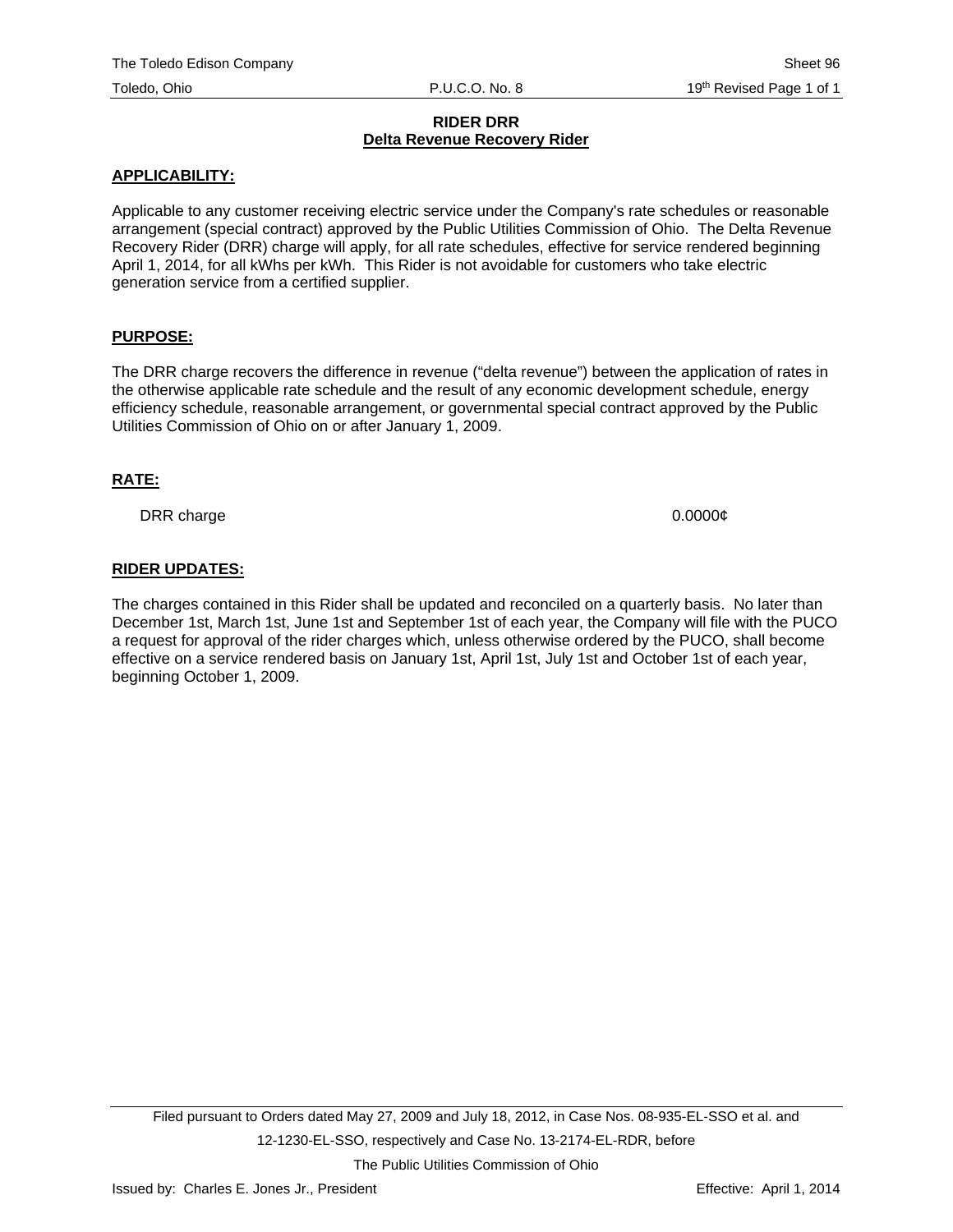# RIDER DRR

## Delta Revenue Recovery Rider

### APPLICABILITY:

Applicable to any customer receiving electric service under the Company's rate schedules or reasonable arrangement (special contract) approved by the Public Utilities Commission of Ohio. The Delta Revenue Recovery Rider (DRR) charge will apply, for all rate schedules, effective for service rendered beginning April 1, 2014, for all kWhs per kWh. This Rider is not avoidable for customers who take electric generation service from a certified supplier.

### PURPOSE:

The DRR charge recovers the difference in revenue ("delta revenue") between the application of rates in the otherwise applicable rate schedule and the result of any economic development schedule, energy efficiency schedule, reasonable arrangement, or governmental special contract approved by the Public Utilities Commission of Ohio on or after January 1, 2009.

### RATE:

| | |
|---|---|
| DRR charge | 0.0000¢ |

### RIDER UPDATES:

The charges contained in this Rider shall be updated and reconciled on a quarterly basis. No later than December 1st, March 1st, June 1st and September 1st of each year, the Company will file with the PUCO a request for approval of the rider charges which, unless otherwise ordered by the PUCO, shall become effective on a service rendered basis on January 1st, April 1st, July 1st and October 1st of each year, beginning October 1, 2009.

Filed pursuant to Orders dated May 27, 2009 and July 18, 2012, in Case Nos. 08-935-EL-SSO et al. and 12-1230-EL-SSO, respectively and Case No. 13-2174-EL-RDR, before The Public Utilities Commission of Ohio

Issued by: Charles E. Jones Jr., President

Effective: April 1, 2014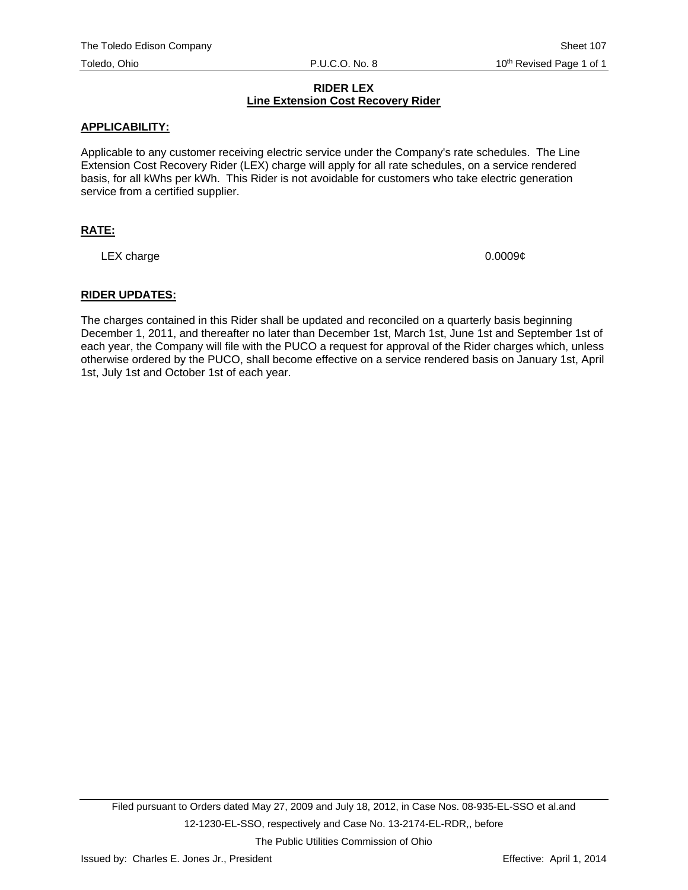# RIDER LEX
## Line Extension Cost Recovery Rider

**APPLICABILITY:**

Applicable to any customer receiving electric service under the Company's rate schedules. The Line Extension Cost Recovery Rider (LEX) charge will apply for all rate schedules, on a service rendered basis, for all kWhs per kWh. This Rider is not avoidable for customers who take electric generation service from a certified supplier.

**RATE:**

| | |
|---|---|
| LEX charge | 0.0009¢ |

**RIDER UPDATES:**

The charges contained in this Rider shall be updated and reconciled on a quarterly basis beginning December 1, 2011, and thereafter no later than December 1st, March 1st, June 1st and September 1st of each year, the Company will file with the PUCO a request for approval of the Rider charges which, unless otherwise ordered by the PUCO, shall become effective on a service rendered basis on January 1st, April 1st, July 1st and October 1st of each year.

Filed pursuant to Orders dated May 27, 2009 and July 18, 2012, in Case Nos. 08-935-EL-SSO et al.and 12-1230-EL-SSO, respectively and Case No. 13-2174-EL-RDR,, before The Public Utilities Commission of Ohio

Issued by: Charles E. Jones Jr., President

Effective: April 1, 2014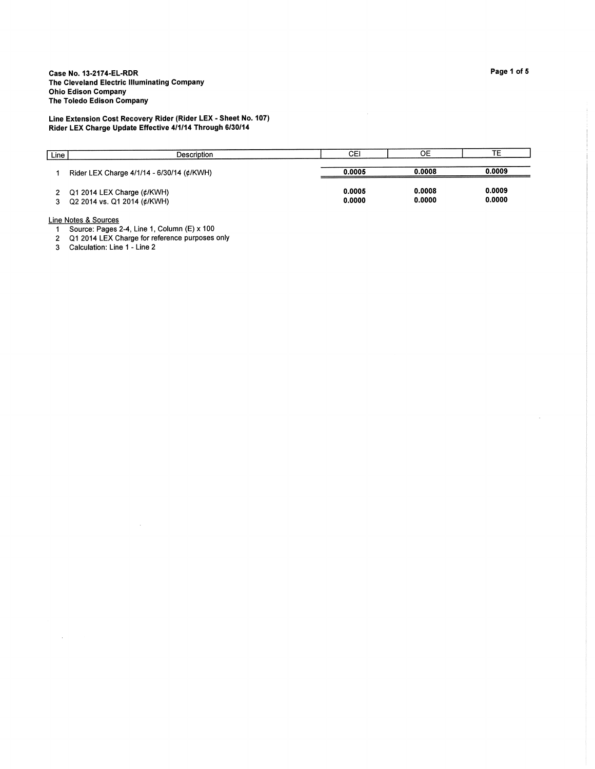**Case No. 13-2174-EL-RDR**
**The Cleveland Electric Illuminating Company**
**Ohio Edison Company**
**The Toledo Edison Company**

**Line Extension Cost Recovery Rider (Rider LEX - Sheet No. 107)**
**Rider LEX Charge Update Effective 4/1/14 Through 6/30/14**

| Line | Description | CEI | OE | TE |
|---|---|---|---|---|
| 1 | Rider LEX Charge 4/1/14 - 6/30/14 (¢/KWH) | **0.0005** | **0.0008** | **0.0009** |
| 2 | Q1 2014 LEX Charge (¢/KWH) | 0.0005 | 0.0008 | 0.0009 |
| 3 | Q2 2014 vs. Q1 2014 (¢/KWH) | 0.0000 | 0.0000 | 0.0000 |

Line Notes & Sources

1. Source: Pages 2-4, Line 1, Column (E) x 100
2. Q1 2014 LEX Charge for reference purposes only
3. Calculation: Line 1 - Line 2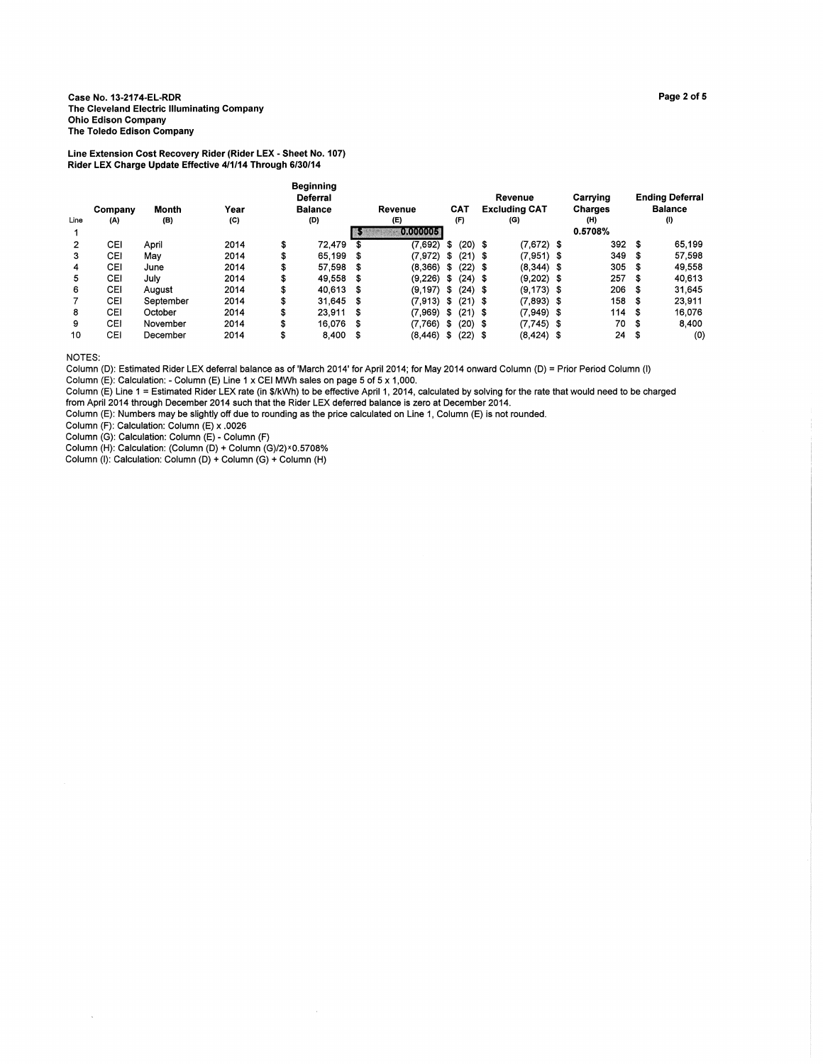**Case No. 13-2174-EL-RDR**
**The Cleveland Electric Illuminating Company**
**Ohio Edison Company**
**The Toledo Edison Company**

**Line Extension Cost Recovery Rider (Rider LEX - Sheet No. 107)**
**Rider LEX Charge Update Effective 4/1/14 Through 6/30/14**

| Line | Company (A) | Month (B) | Year (C) | Beginning Deferral Balance (D) | Revenue (E) | CAT (F) | Revenue Excluding CAT (G) | Carrying Charges (H) | Ending Deferral Balance (I) |
|---|---|---|---|---|---|---|---|---|---|
| 1 | | | | | $ 0.000005 | | | 0.5708% | |
| 2 | CEI | April | 2014 | $ 72,479 | $ (7,692) | $ (20) | $ (7,672) | $ 392 | $ 65,199 |
| 3 | CEI | May | 2014 | $ 65,199 | $ (7,972) | $ (21) | $ (7,951) | $ 349 | $ 57,598 |
| 4 | CEI | June | 2014 | $ 57,598 | $ (8,366) | $ (22) | $ (8,344) | $ 305 | $ 49,558 |
| 5 | CEI | July | 2014 | $ 49,558 | $ (9,226) | $ (24) | $ (9,202) | $ 257 | $ 40,613 |
| 6 | CEI | August | 2014 | $ 40,613 | $ (9,197) | $ (24) | $ (9,173) | $ 206 | $ 31,645 |
| 7 | CEI | September | 2014 | $ 31,645 | $ (7,913) | $ (21) | $ (7,893) | $ 158 | $ 23,911 |
| 8 | CEI | October | 2014 | $ 23,911 | $ (7,969) | $ (21) | $ (7,949) | $ 114 | $ 16,076 |
| 9 | CEI | November | 2014 | $ 16,076 | $ (7,766) | $ (20) | $ (7,745) | $ 70 | $ 8,400 |
| 10 | CEI | December | 2014 | $ 8,400 | $ (8,446) | $ (22) | $ (8,424) | $ 24 | $ (0) |

NOTES:
Column (D): Estimated Rider LEX deferral balance as of 'March 2014' for April 2014; for May 2014 onward Column (D) = Prior Period Column (I)
Column (E): Calculation: - Column (E) Line 1 x CEI MWh sales on page 5 of 5 x 1,000.
Column (E) Line 1 = Estimated Rider LEX rate (in $/kWh) to be effective April 1, 2014, calculated by solving for the rate that would need to be charged from April 2014 through December 2014 such that the Rider LEX deferred balance is zero at December 2014.
Column (E): Numbers may be slightly off due to rounding as the price calculated on Line 1, Column (E) is not rounded.
Column (F): Calculation: Column (E) x .0026
Column (G): Calculation: Column (E) - Column (F)
Column (H): Calculation: (Column (D) + Column (G)/2) x 0.5708%
Column (I): Calculation: Column (D) + Column (G) + Column (H)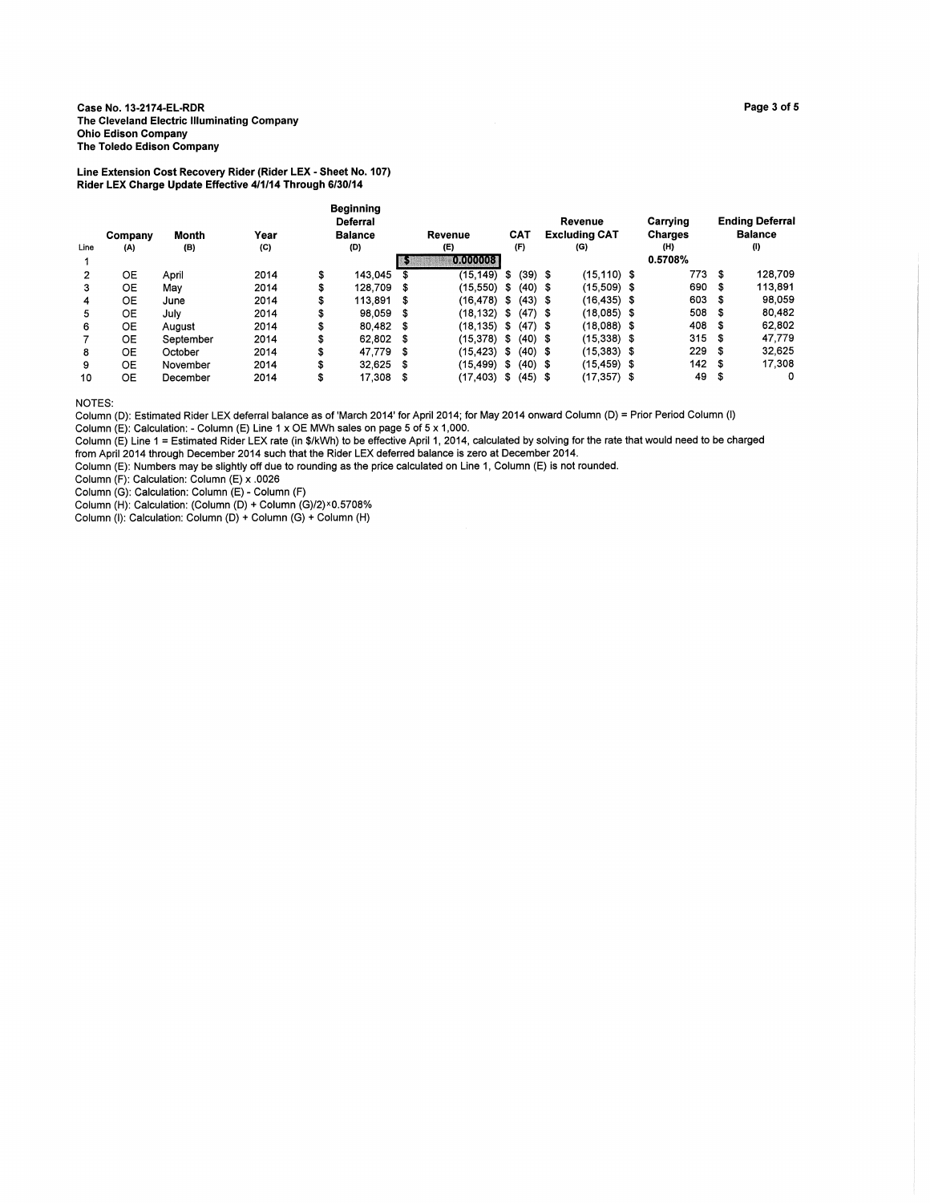**Case No. 13-2174-EL-RDR**
**The Cleveland Electric Illuminating Company**
**Ohio Edison Company**
**The Toledo Edison Company**

**Line Extension Cost Recovery Rider (Rider LEX - Sheet No. 107)**
**Rider LEX Charge Update Effective 4/1/14 Through 6/30/14**

| Line | Company (A) | Month (B) | Year (C) | Beginning Deferral Balance (D) | Revenue (E) | CAT (F) | Revenue Excluding CAT (G) | Carrying Charges (H) | Ending Deferral Balance (I) |
|---|---|---|---|---|---|---|---|---|---|
| 1 | | | | | $ 0.000008 | | | 0.5708% | |
| 2 | OE | April | 2014 | $ 143,045 | $ (15,149) | $ (39) | $ (15,110) | $ 773 | $ 128,709 |
| 3 | OE | May | 2014 | $ 128,709 | $ (15,550) | $ (40) | $ (15,509) | $ 690 | $ 113,891 |
| 4 | OE | June | 2014 | $ 113,891 | $ (16,478) | $ (43) | $ (16,435) | $ 603 | $ 98,059 |
| 5 | OE | July | 2014 | $ 98,059 | $ (18,132) | $ (47) | $ (18,085) | $ 508 | $ 80,482 |
| 6 | OE | August | 2014 | $ 80,482 | $ (18,135) | $ (47) | $ (18,088) | $ 408 | $ 62,802 |
| 7 | OE | September | 2014 | $ 62,802 | $ (15,378) | $ (40) | $ (15,338) | $ 315 | $ 47,779 |
| 8 | OE | October | 2014 | $ 47,779 | $ (15,423) | $ (40) | $ (15,383) | $ 229 | $ 32,625 |
| 9 | OE | November | 2014 | $ 32,625 | $ (15,499) | $ (40) | $ (15,459) | $ 142 | $ 17,308 |
| 10 | OE | December | 2014 | $ 17,308 | $ (17,403) | $ (45) | $ (17,357) | $ 49 | $ 0 |

NOTES:
Column (D): Estimated Rider LEX deferral balance as of 'March 2014' for April 2014; for May 2014 onward Column (D) = Prior Period Column (I)
Column (E): Calculation: - Column (E) Line 1 x OE MWh sales on page 5 of 5 x 1,000.
Column (E) Line 1 = Estimated Rider LEX rate (in $/kWh) to be effective April 1, 2014, calculated by solving for the rate that would need to be charged from April 2014 through December 2014 such that the Rider LEX deferred balance is zero at December 2014.
Column (E): Numbers may be slightly off due to rounding as the price calculated on Line 1, Column (E) is not rounded.
Column (F): Calculation: Column (E) x .0026
Column (G): Calculation: Column (E) - Column (F)
Column (H): Calculation: (Column (D) + Column (G)/2)×0.5708%
Column (I): Calculation: Column (D) + Column (G) + Column (H)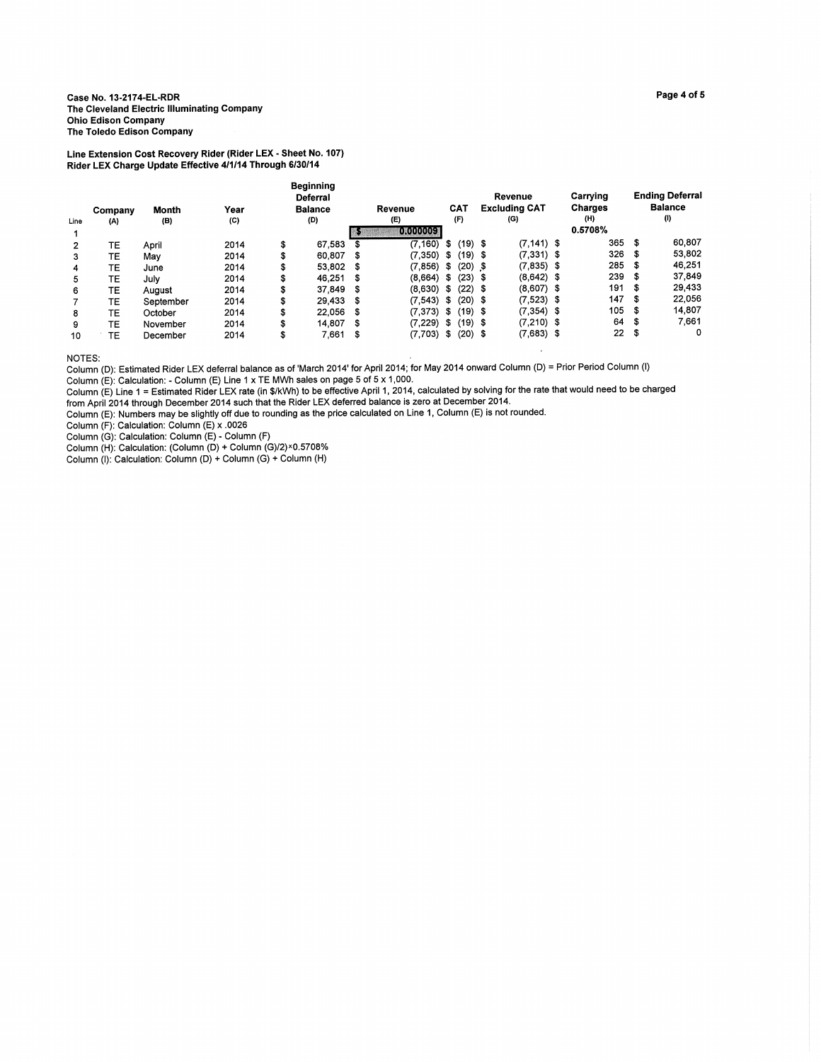**Case No. 13-2174-EL-RDR**
**The Cleveland Electric Illuminating Company**
**Ohio Edison Company**
**The Toledo Edison Company**

**Line Extension Cost Recovery Rider (Rider LEX - Sheet No. 107)**
**Rider LEX Charge Update Effective 4/1/14 Through 6/30/14**

| Line | Company (A) | Month (B) | Year (C) | Beginning Deferral Balance (D) | Revenue (E) | CAT (F) | Revenue Excluding CAT (G) | Carrying Charges (H) | Ending Deferral Balance (I) |
|---|---|---|---|---|---|---|---|---|---|
| 1 | | | | | $ 0.000009 | | | 0.5708% | |
| 2 | TE | April | 2014 | $ 67,583 | $ (7,160) | $ (19) | $ (7,141) | $ 365 | $ 60,807 |
| 3 | TE | May | 2014 | $ 60,807 | $ (7,350) | $ (19) | $ (7,331) | $ 326 | $ 53,802 |
| 4 | TE | June | 2014 | $ 53,802 | $ (7,856) | $ (20) | $ (7,835) | $ 285 | $ 46,251 |
| 5 | TE | July | 2014 | $ 46,251 | $ (8,664) | $ (23) | $ (8,642) | $ 239 | $ 37,849 |
| 6 | TE | August | 2014 | $ 37,849 | $ (8,630) | $ (22) | $ (8,607) | $ 191 | $ 29,433 |
| 7 | TE | September | 2014 | $ 29,433 | $ (7,543) | $ (20) | $ (7,523) | $ 147 | $ 22,056 |
| 8 | TE | October | 2014 | $ 22,056 | $ (7,373) | $ (19) | $ (7,354) | $ 105 | $ 14,807 |
| 9 | TE | November | 2014 | $ 14,807 | $ (7,229) | $ (19) | $ (7,210) | $ 64 | $ 7,661 |
| 10 | TE | December | 2014 | $ 7,661 | $ (7,703) | $ (20) | $ (7,683) | $ 22 | $ 0 |

NOTES:
Column (D): Estimated Rider LEX deferral balance as of 'March 2014' for April 2014; for May 2014 onward Column (D) = Prior Period Column (I)
Column (E): Calculation: - Column (E) Line 1 x TE MWh sales on page 5 of 5 x 1,000.
Column (E) Line 1 = Estimated Rider LEX rate (in $/kWh) to be effective April 1, 2014, calculated by solving for the rate that would need to be charged from April 2014 through December 2014 such that the Rider LEX deferred balance is zero at December 2014.
Column (E): Numbers may be slightly off due to rounding as the price calculated on Line 1, Column (E) is not rounded.
Column (F): Calculation: Column (E) x .0026
Column (G): Calculation: Column (E) - Column (F)
Column (H): Calculation: (Column (D) + Column (G)/2)×0.5708%
Column (I): Calculation: Column (D) + Column (G) + Column (H)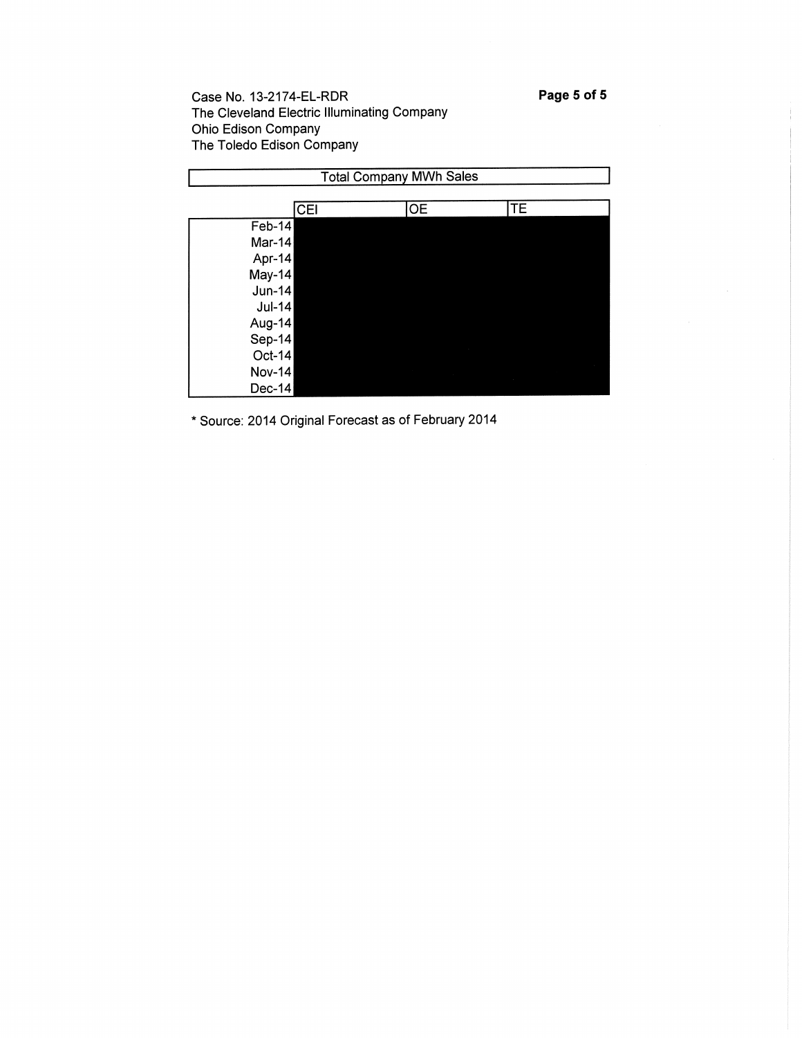Case No. 13-2174-EL-RDR
The Cleveland Electric Illuminating Company
Ohio Edison Company
The Toledo Edison Company

| Total Company MWh Sales | | | |
|---|---|---|---|
| | CEI | OE | TE |
| Feb-14 | | | |
| Mar-14 | | | |
| Apr-14 | | | |
| May-14 | | | |
| Jun-14 | | | |
| Jul-14 | | | |
| Aug-14 | | | |
| Sep-14 | | | |
| Oct-14 | | | |
| Nov-14 | | | |
| Dec-14 | | | |

* Source: 2014 Original Forecast as of February 2014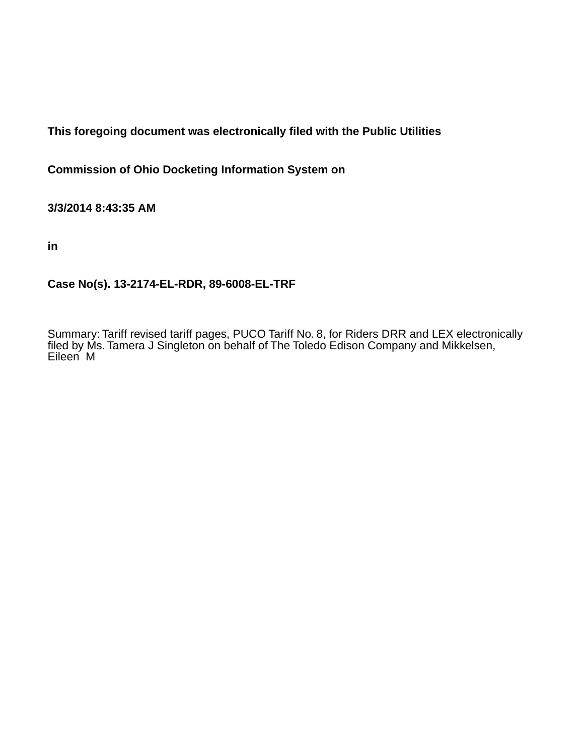**This foregoing document was electronically filed with the Public Utilities**

**Commission of Ohio Docketing Information System on**

**3/3/2014 8:43:35 AM**

**in**

**Case No(s). 13-2174-EL-RDR, 89-6008-EL-TRF**

Summary: Tariff revised tariff pages, PUCO Tariff No. 8, for Riders DRR and LEX electronically filed by Ms. Tamera J Singleton on behalf of The Toledo Edison Company and Mikkelsen, Eileen M